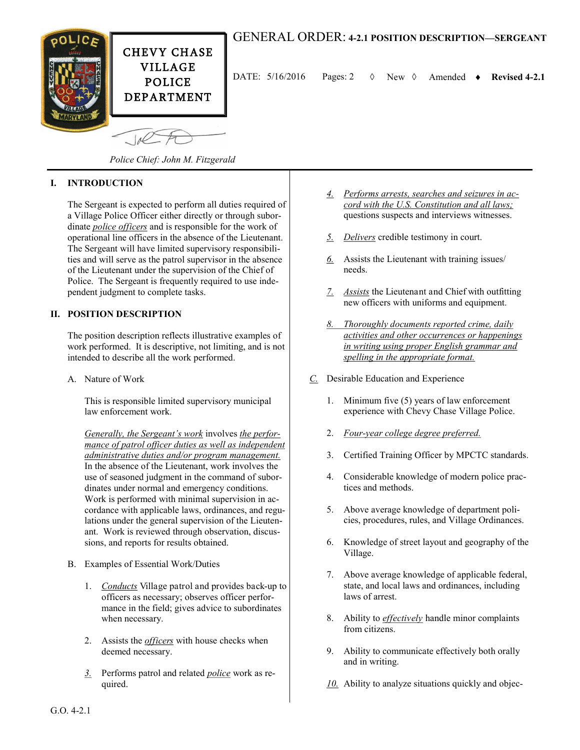CHEVY CHASE VILLAGE POLICE DEPARTMENT

# GENERAL ORDER: 4-2.1 POSITION DESCRIPTION—SERGEANT

DATE: 5/16/2016 Pages: 2 ◊ New ◊ Amended ♦ **Revised 4-2.1**

*Police Chief: John M. Fitzgerald*

## I. INTRODUCTION

The Sergeant is expected to perform all duties required of a Village Police Officer either directly or through subordinate *police officers* and is responsible for the work of operational line officers in the absence of the Lieutenant. The Sergeant will have limited supervisory responsibilities and will serve as the patrol supervisor in the absence of the Lieutenant under the supervision of the Chief of Police. The Sergeant is frequently required to use independent judgment to complete tasks.

## II. POSITION DESCRIPTION

The position description reflects illustrative examples of work performed. It is descriptive, not limiting, and is not intended to describe all the work performed.

A. Nature of Work

This is responsible limited supervisory municipal law enforcement work.

*Generally, the Sergeant's work* involves *the performance of patrol officer duties as well as independent administrative duties and/or program management.* In the absence of the Lieutenant, work involves the use of seasoned judgment in the command of subordinates under normal and emergency conditions. Work is performed with minimal supervision in accordance with applicable laws, ordinances, and regulations under the general supervision of the Lieutenant. Work is reviewed through observation, discussions, and reports for results obtained.

B. Examples of Essential Work/Duties

1. *Conducts* Village patrol and provides back-up to officers as necessary; observes officer performance in the field; gives advice to subordinates when necessary.
2. Assists the *officers* with house checks when deemed necessary.
3. Performs patrol and related *police* work as required.
4. *Performs arrests, searches and seizures in accord with the U.S. Constitution and all laws;* questions suspects and interviews witnesses.
5. *Delivers* credible testimony in court.
6. Assists the Lieutenant with training issues/ needs.
7. *Assists* the Lieutenant and Chief with outfitting new officers with uniforms and equipment.
8. *Thoroughly documents reported crime, daily activities and other occurrences or happenings in writing using proper English grammar and spelling in the appropriate format.*

*C.* Desirable Education and Experience

1. Minimum five (5) years of law enforcement experience with Chevy Chase Village Police.
2. *Four-year college degree preferred.*
3. Certified Training Officer by MPCTC standards.
4. Considerable knowledge of modern police practices and methods.
5. Above average knowledge of department policies, procedures, rules, and Village Ordinances.
6. Knowledge of street layout and geography of the Village.
7. Above average knowledge of applicable federal, state, and local laws and ordinances, including laws of arrest.
8. Ability to *effectively* handle minor complaints from citizens.
9. Ability to communicate effectively both orally and in writing.
10. Ability to analyze situations quickly and objec-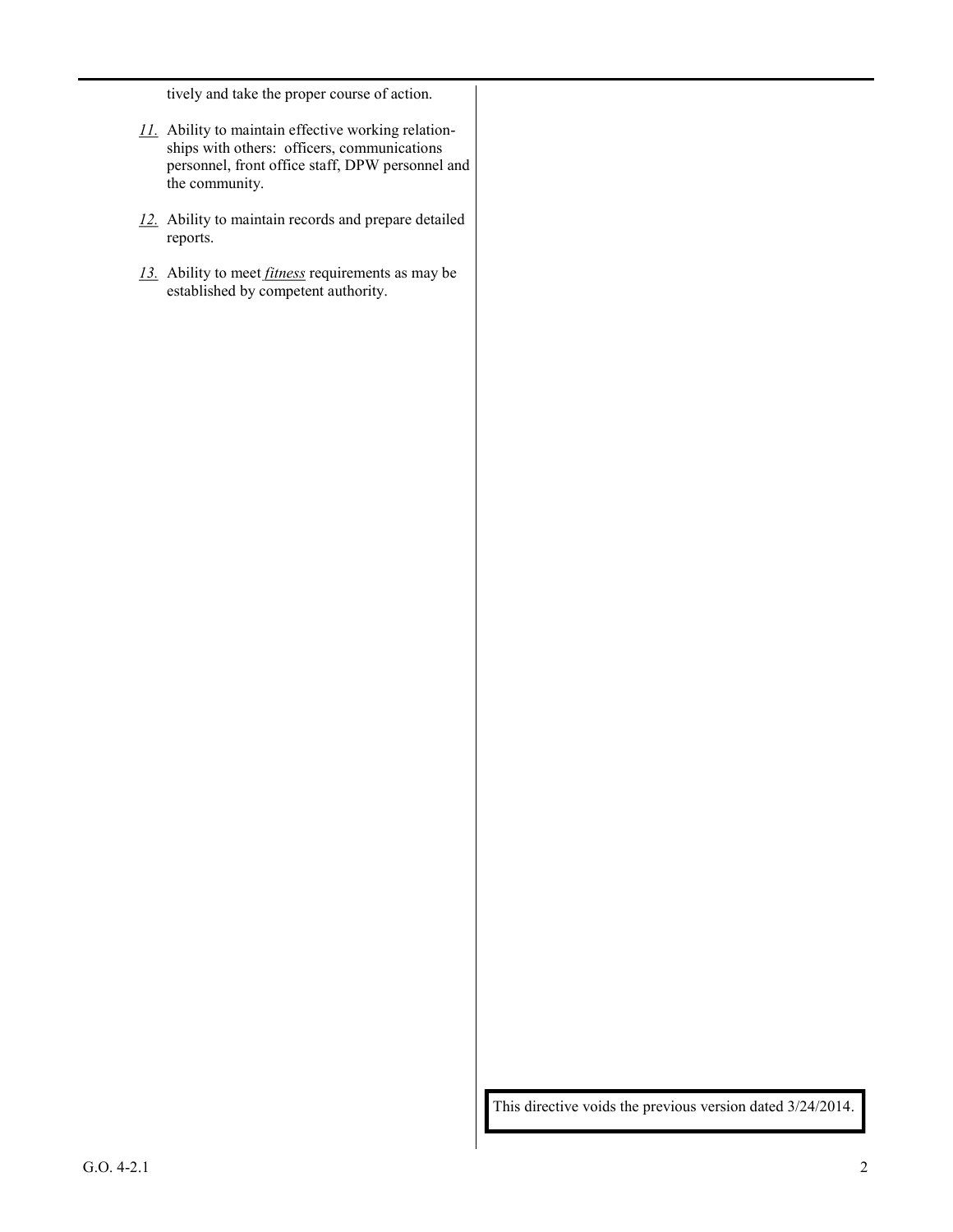tively and take the proper course of action.

*11.* Ability to maintain effective working relationships with others: officers, communications personnel, front office staff, DPW personnel and the community.

*12.* Ability to maintain records and prepare detailed reports.

*13.* Ability to meet ***fitness*** requirements as may be established by competent authority.

This directive voids the previous version dated 3/24/2014.